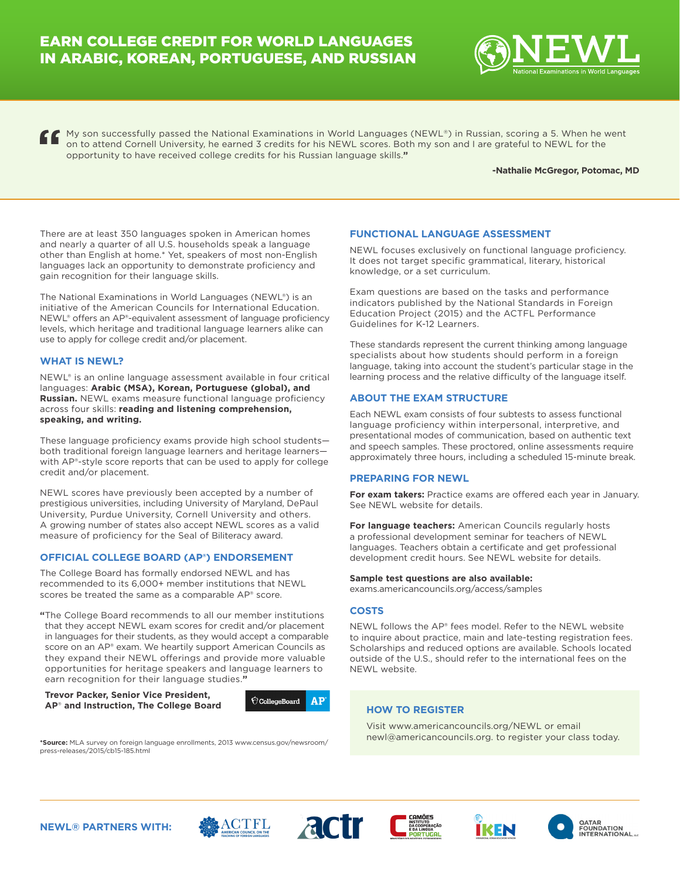# EARN COLLEGE CREDIT FOR WORLD LANGUAGES IN ARABIC, KOREAN, PORTUGUESE, AND RUSSIAN

NEWL
National Examinations in World Languages

"My son successfully passed the National Examinations in World Languages (NEWL®) in Russian, scoring a 5. When he went on to attend Cornell University, he earned 3 credits for his NEWL scores. Both my son and I are grateful to NEWL for the opportunity to have received college credits for his Russian language skills."

**-Nathalie McGregor, Potomac, MD**

There are at least 350 languages spoken in American homes and nearly a quarter of all U.S. households speak a language other than English at home.* Yet, speakers of most non-English languages lack an opportunity to demonstrate proficiency and gain recognition for their language skills.

The National Examinations in World Languages (NEWL®) is an initiative of the American Councils for International Education. NEWL® offers an AP®-equivalent assessment of language proficiency levels, which heritage and traditional language learners alike can use to apply for college credit and/or placement.

## WHAT IS NEWL?

NEWL® is an online language assessment available in four critical languages: **Arabic (MSA), Korean, Portuguese (global), and Russian.** NEWL exams measure functional language proficiency across four skills: **reading and listening comprehension, speaking, and writing.**

These language proficiency exams provide high school students—both traditional foreign language learners and heritage learners—with AP®-style score reports that can be used to apply for college credit and/or placement.

NEWL scores have previously been accepted by a number of prestigious universities, including University of Maryland, DePaul University, Purdue University, Cornell University and others. A growing number of states also accept NEWL scores as a valid measure of proficiency for the Seal of Biliteracy award.

## OFFICIAL COLLEGE BOARD (AP®) ENDORSEMENT

The College Board has formally endorsed NEWL and has recommended to its 6,000+ member institutions that NEWL scores be treated the same as a comparable AP® score.

"The College Board recommends to all our member institutions that they accept NEWL exam scores for credit and/or placement in languages for their students, as they would accept a comparable score on an AP® exam. We heartily support American Councils as they expand their NEWL offerings and provide more valuable opportunities for heritage speakers and language learners to earn recognition for their language studies."

**Trevor Packer, Senior Vice President, AP® and Instruction, The College Board**

CollegeBoard AP

**\*Source:** MLA survey on foreign language enrollments, 2013 www.census.gov/newsroom/press-releases/2015/cb15-185.html

## FUNCTIONAL LANGUAGE ASSESSMENT

NEWL focuses exclusively on functional language proficiency. It does not target specific grammatical, literary, historical knowledge, or a set curriculum.

Exam questions are based on the tasks and performance indicators published by the National Standards in Foreign Education Project (2015) and the ACTFL Performance Guidelines for K-12 Learners.

These standards represent the current thinking among language specialists about how students should perform in a foreign language, taking into account the student's particular stage in the learning process and the relative difficulty of the language itself.

## ABOUT THE EXAM STRUCTURE

Each NEWL exam consists of four subtests to assess functional language proficiency within interpersonal, interpretive, and presentational modes of communication, based on authentic text and speech samples. These proctored, online assessments require approximately three hours, including a scheduled 15-minute break.

## PREPARING FOR NEWL

**For exam takers:** Practice exams are offered each year in January. See NEWL website for details.

**For language teachers:** American Councils regularly hosts a professional development seminar for teachers of NEWL languages. Teachers obtain a certificate and get professional development credit hours. See NEWL website for details.

**Sample test questions are also available:**
exams.americancouncils.org/access/samples

## COSTS

NEWL follows the AP® fees model. Refer to the NEWL website to inquire about practice, main and late-testing registration fees. Scholarships and reduced options are available. Schools located outside of the U.S., should refer to the international fees on the NEWL website.

## HOW TO REGISTER

Visit www.americancouncils.org/NEWL or email newl@americancouncils.org. to register your class today.

**NEWL® PARTNERS WITH:** ACTFL American Council on the Teaching of Foreign Languages, actr, Camões Instituto da Cooperação e da Língua Portugal, IKEN, Qatar Foundation International, LLC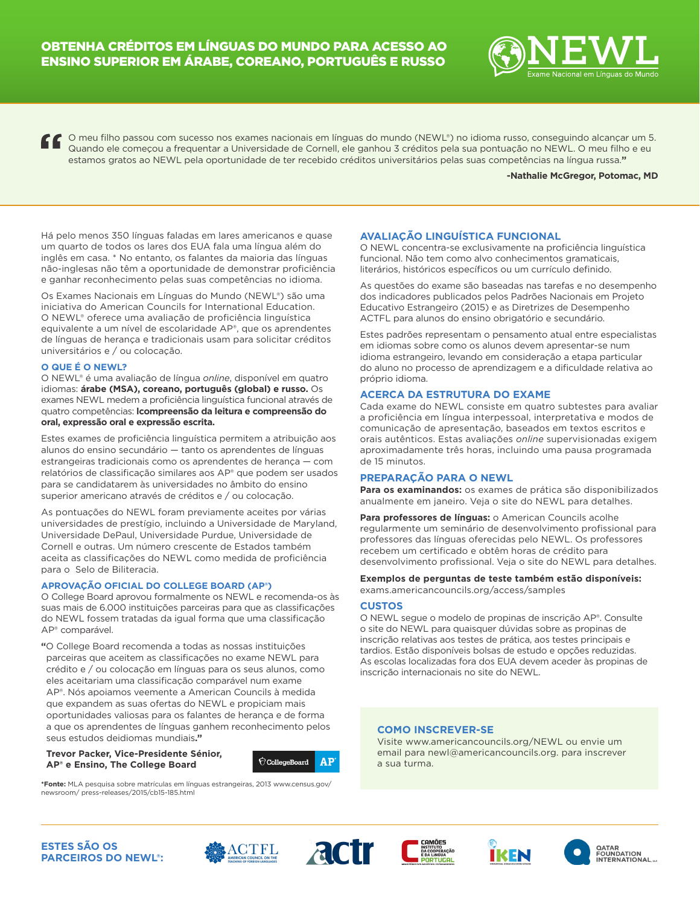# OBTENHA CRÉDITOS EM LÍNGUAS DO MUNDO PARA ACESSO AO ENSINO SUPERIOR EM ÁRABE, COREANO, PORTUGUÊS E RUSSO

NEWL
Exame Nacional em Línguas do Mundo

"O meu filho passou com sucesso nos exames nacionais em línguas do mundo (NEWL®) no idioma russo, conseguindo alcançar um 5. Quando ele começou a frequentar a Universidade de Cornell, ele ganhou 3 créditos pela sua pontuação no NEWL. O meu filho e eu estamos gratos ao NEWL pela oportunidade de ter recebido créditos universitários pelas suas competências na língua russa."

**-Nathalie McGregor, Potomac, MD**

Há pelo menos 350 línguas faladas em lares americanos e quase um quarto de todos os lares dos EUA fala uma língua além do inglês em casa. * No entanto, os falantes da maioria das línguas não-inglesas não têm a oportunidade de demonstrar proficiência e ganhar reconhecimento pelas suas competências no idioma.

Os Exames Nacionais em Línguas do Mundo (NEWL®) são uma iniciativa do American Councils for International Education. O NEWL® oferece uma avaliação de proficiência linguística equivalente a um nível de escolaridade AP®, que os aprendentes de línguas de herança e tradicionais usam para solicitar créditos universitários e / ou colocação.

## O QUE É O NEWL?

O NEWL® é uma avaliação de língua *online*, disponível em quatro idiomas: **árabe (MSA), coreano, português (global) e russo.** Os exames NEWL medem a proficiência linguística funcional através de quatro competências: **Icompreensão da leitura e compreensão do oral, expressão oral e expressão escrita.**

Estes exames de proficiência linguística permitem a atribuição aos alunos do ensino secundário — tanto os aprendentes de línguas estrangeiras tradicionais como os aprendentes de herança — com relatórios de classificação similares aos AP® que podem ser usados para se candidatarem às universidades no âmbito do ensino superior americano através de créditos e / ou colocação.

As pontuações do NEWL foram previamente aceites por várias universidades de prestígio, incluindo a Universidade de Maryland, Universidade DePaul, Universidade Purdue, Universidade de Cornell e outras. Um número crescente de Estados também aceita as classificações do NEWL como medida de proficiência para o Selo de Biliteracia.

## APROVAÇÃO OFICIAL DO COLLEGE BOARD (AP®)

O College Board aprovou formalmente os NEWL e recomenda-os às suas mais de 6.000 instituições parceiras para que as classificações do NEWL fossem tratadas da igual forma que uma classificação AP® comparável.

"O College Board recomenda a todas as nossas instituições parceiras que aceitem as classificações no exame NEWL para crédito e / ou colocação em línguas para os seus alunos, como eles aceitariam uma classificação comparável num exame AP®. Nós apoiamos veemente a American Councils à medida que expandem as suas ofertas do NEWL e propiciam mais oportunidades valiosas para os falantes de herança e de forma a que os aprendentes de línguas ganhem reconhecimento pelos seus estudos deidiomas mundiais."

**Trevor Packer, Vice-Presidente Sénior, AP® e Ensino, The College Board**

CollegeBoard AP

**\*Fonte:** MLA pesquisa sobre matrículas em línguas estrangeiras, 2013 www.census.gov/newsroom/ press-releases/2015/cb15-185.html

## AVALIAÇÃO LINGUÍSTICA FUNCIONAL

O NEWL concentra-se exclusivamente na proficiência linguística funcional. Não tem como alvo conhecimentos gramaticais, literários, históricos específicos ou um currículo definido.

As questões do exame são baseadas nas tarefas e no desempenho dos indicadores publicados pelos Padrões Nacionais em Projeto Educativo Estrangeiro (2015) e as Diretrizes de Desempenho ACTFL para alunos do ensino obrigatório e secundário.

Estes padrões representam o pensamento atual entre especialistas em idiomas sobre como os alunos devem apresentar-se num idioma estrangeiro, levando em consideração a etapa particular do aluno no processo de aprendizagem e a dificuldade relativa ao próprio idioma.

## ACERCA DA ESTRUTURA DO EXAME

Cada exame do NEWL consiste em quatro subtestes para avaliar a proficiência em língua interpessoal, interpretativa e modos de comunicação de apresentação, baseados em textos escritos e orais autênticos. Estas avaliações *online* supervisionadas exigem aproximadamente três horas, incluindo uma pausa programada de 15 minutos.

## PREPARAÇÃO PARA O NEWL

**Para os examinandos:** os exames de prática são disponibilizados anualmente em janeiro. Veja o site do NEWL para detalhes.

**Para professores de línguas:** o American Councils acolhe regularmente um seminário de desenvolvimento profissional para professores das línguas oferecidas pelo NEWL. Os professores recebem um certificado e obtêm horas de crédito para desenvolvimento profissional. Veja o site do NEWL para detalhes.

**Exemplos de perguntas de teste também estão disponíveis:**
exams.americancouncils.org/access/samples

## CUSTOS

O NEWL segue o modelo de propinas de inscrição AP®. Consulte o site do NEWL para quaisquer dúvidas sobre as propinas de inscrição relativas aos testes de prática, aos testes principais e tardios. Estão disponíveis bolsas de estudo e opções reduzidas. As escolas localizadas fora dos EUA devem aceder às propinas de inscrição internacionais no site do NEWL.

## COMO INSCREVER-SE

Visite www.americancouncils.org/NEWL ou envie um email para newl@americancouncils.org. para inscrever a sua turma.

## ESTES SÃO OS PARCEIROS DO NEWL®:

ACTFL American Council on the Teaching of Foreign Languages · actr · Camões Instituto da Cooperação e da Língua Portugal · IKEN · Qatar Foundation International, LLC